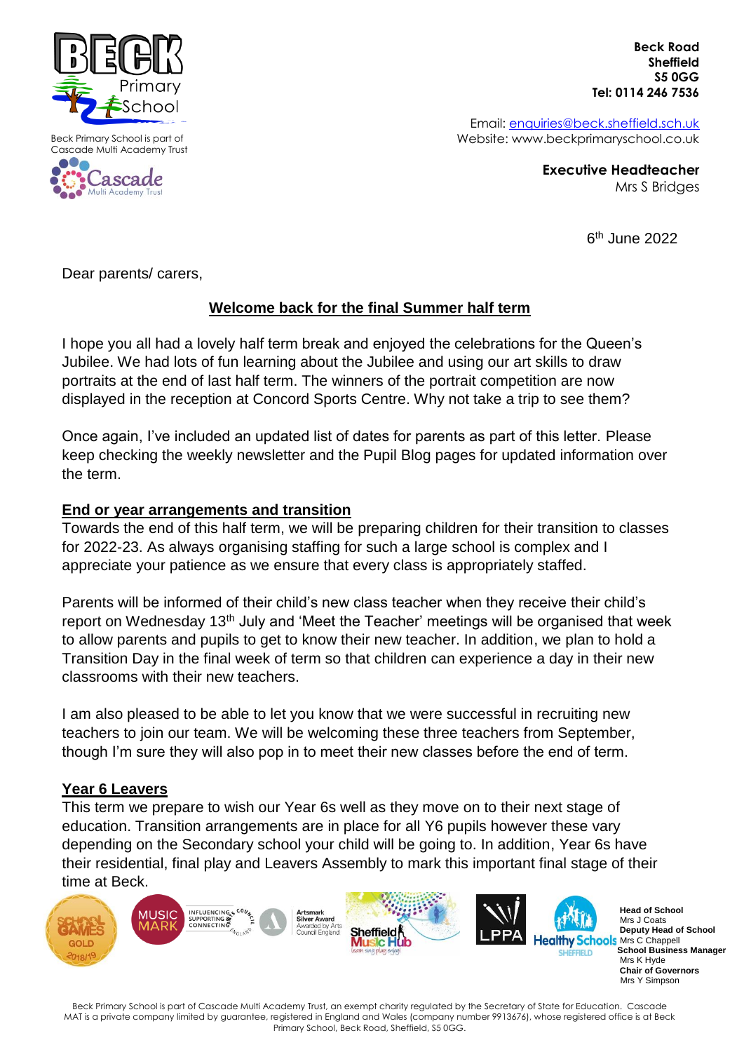Beck Primary School

Beck Primary School is part of Cascade Multi Academy Trust

**Beck Road**
**Sheffield**
**S5 0GG**
**Tel: 0114 246 7536**

Email: enquiries@beck.sheffield.sch.uk
Website: www.beckprimaryschool.co.uk

**Executive Headteacher**
Mrs S Bridges

6th June 2022

Dear parents/ carers,

## Welcome back for the final Summer half term

I hope you all had a lovely half term break and enjoyed the celebrations for the Queen's Jubilee. We had lots of fun learning about the Jubilee and using our art skills to draw portraits at the end of last half term. The winners of the portrait competition are now displayed in the reception at Concord Sports Centre. Why not take a trip to see them?

Once again, I've included an updated list of dates for parents as part of this letter. Please keep checking the weekly newsletter and the Pupil Blog pages for updated information over the term.

### End or year arrangements and transition

Towards the end of this half term, we will be preparing children for their transition to classes for 2022-23. As always organising staffing for such a large school is complex and I appreciate your patience as we ensure that every class is appropriately staffed.

Parents will be informed of their child's new class teacher when they receive their child's report on Wednesday 13th July and 'Meet the Teacher' meetings will be organised that week to allow parents and pupils to get to know their new teacher. In addition, we plan to hold a Transition Day in the final week of term so that children can experience a day in their new classrooms with their new teachers.

I am also pleased to be able to let you know that we were successful in recruiting new teachers to join our team. We will be welcoming these three teachers from September, though I'm sure they will also pop in to meet their new classes before the end of term.

### Year 6 Leavers

This term we prepare to wish our Year 6s well as they move on to their next stage of education. Transition arrangements are in place for all Y6 pupils however these vary depending on the Secondary school your child will be going to. In addition, Year 6s have their residential, final play and Leavers Assembly to mark this important final stage of their time at Beck.

**Head of School**
Mrs J Coats
**Deputy Head of School**
Mrs C Chappell
**School Business Manager**
Mrs K Hyde
**Chair of Governors**
Mrs Y Simpson

Beck Primary School is part of Cascade Multi Academy Trust, an exempt charity regulated by the Secretary of State for Education. Cascade MAT is a private company limited by guarantee, registered in England and Wales (company number 9913676), whose registered office is at Beck Primary School, Beck Road, Sheffield, S5 0GG.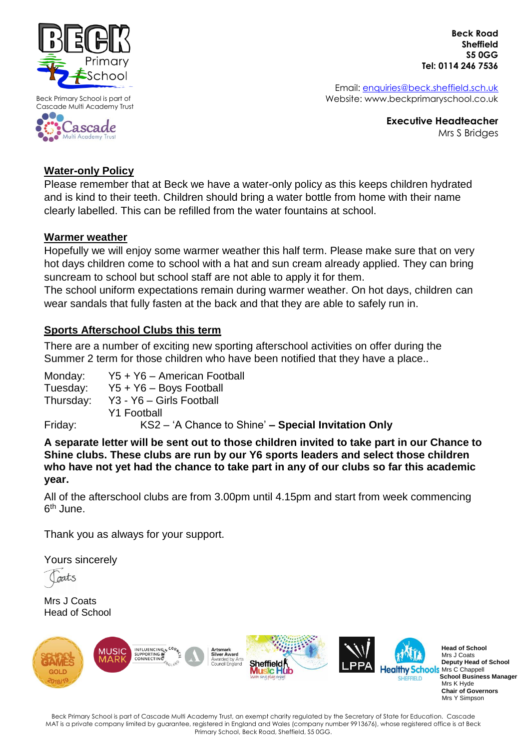**Beck Road**
**Sheffield**
**S5 0GG**
**Tel: 0114 246 7536**

Email: enquiries@beck.sheffield.sch.uk
Website: www.beckprimaryschool.co.uk

Beck Primary School is part of Cascade Multi Academy Trust

**Executive Headteacher**
Mrs S Bridges

## Water-only Policy

Please remember that at Beck we have a water-only policy as this keeps children hydrated and is kind to their teeth. Children should bring a water bottle from home with their name clearly labelled. This can be refilled from the water fountains at school.

## Warmer weather

Hopefully we will enjoy some warmer weather this half term. Please make sure that on very hot days children come to school with a hat and sun cream already applied. They can bring suncream to school but school staff are not able to apply it for them.

The school uniform expectations remain during warmer weather. On hot days, children can wear sandals that fully fasten at the back and that they are able to safely run in.

## Sports Afterschool Clubs this term

There are a number of exciting new sporting afterschool activities on offer during the Summer 2 term for those children who have been notified that they have a place..

Monday: Y5 + Y6 – American Football
Tuesday: Y5 + Y6 – Boys Football
Thursday: Y3 - Y6 – Girls Football
Y1 Football
Friday: KS2 – 'A Chance to Shine' **– Special Invitation Only**

**A separate letter will be sent out to those children invited to take part in our Chance to Shine clubs. These clubs are run by our Y6 sports leaders and select those children who have not yet had the chance to take part in any of our clubs so far this academic year.**

All of the afterschool clubs are from 3.00pm until 4.15pm and start from week commencing 6th June.

Thank you as always for your support.

Yours sincerely

Coats

Mrs J Coats
Head of School

**Head of School**
Mrs J Coats
**Deputy Head of School**
Mrs C Chappell
**School Business Manager**
Mrs K Hyde
**Chair of Governors**
Mrs Y Simpson

Beck Primary School is part of Cascade Multi Academy Trust, an exempt charity regulated by the Secretary of State for Education. Cascade MAT is a private company limited by guarantee, registered in England and Wales (company number 9913676), whose registered office is at Beck Primary School, Beck Road, Sheffield, S5 0GG.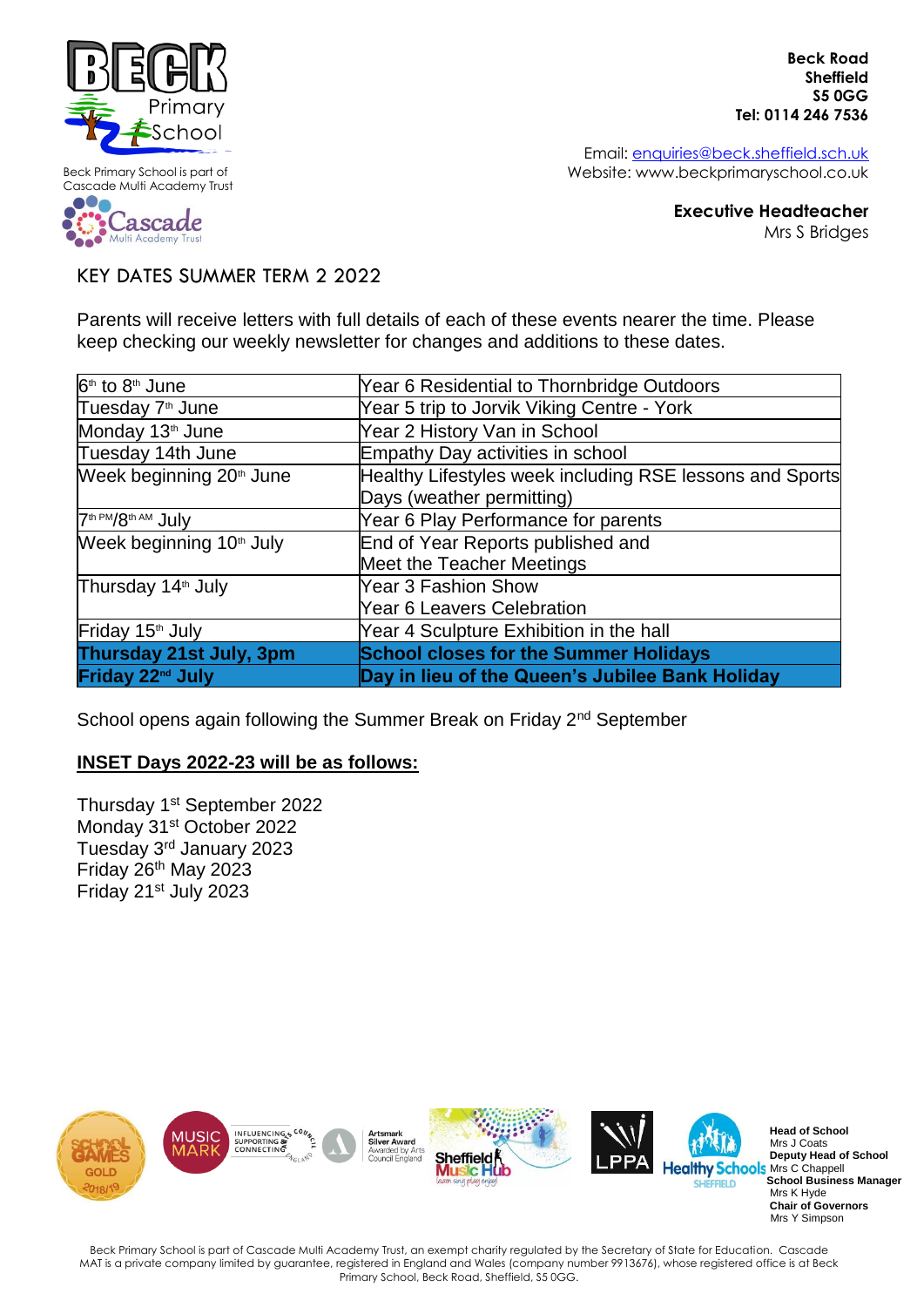**Beck Road**
**Sheffield**
**S5 0GG**
**Tel: 0114 246 7536**

Email: enquiries@beck.sheffield.sch.uk
Website: www.beckprimaryschool.co.uk

Beck Primary School is part of Cascade Multi Academy Trust

**Executive Headteacher**
Mrs S Bridges

# KEY DATES SUMMER TERM 2 2022

Parents will receive letters with full details of each of these events nearer the time. Please keep checking our weekly newsletter for changes and additions to these dates.

| | |
|---|---|
| 6th to 8th June | Year 6 Residential to Thornbridge Outdoors |
| Tuesday 7th June | Year 5 trip to Jorvik Viking Centre - York |
| Monday 13th June | Year 2 History Van in School |
| Tuesday 14th June | Empathy Day activities in school |
| Week beginning 20th June | Healthy Lifestyles week including RSE lessons and Sports Days (weather permitting) |
| 7th PM/8th AM July | Year 6 Play Performance for parents |
| Week beginning 10th July | End of Year Reports published and Meet the Teacher Meetings |
| Thursday 14th July | Year 3 Fashion Show<br>Year 6 Leavers Celebration |
| Friday 15th July | Year 4 Sculpture Exhibition in the hall |
| **Thursday 21st July, 3pm** | **School closes for the Summer Holidays** |
| **Friday 22nd July** | **Day in lieu of the Queen's Jubilee Bank Holiday** |

School opens again following the Summer Break on Friday 2nd September

## INSET Days 2022-23 will be as follows:

Thursday 1st September 2022
Monday 31st October 2022
Tuesday 3rd January 2023
Friday 26th May 2023
Friday 21st July 2023

**Head of School**
Mrs J Coats
**Deputy Head of School**
Mrs C Chappell
**School Business Manager**
Mrs K Hyde
**Chair of Governors**
Mrs Y Simpson

Beck Primary School is part of Cascade Multi Academy Trust, an exempt charity regulated by the Secretary of State for Education. Cascade MAT is a private company limited by guarantee, registered in England and Wales (company number 9913676), whose registered office is at Beck Primary School, Beck Road, Sheffield, S5 0GG.